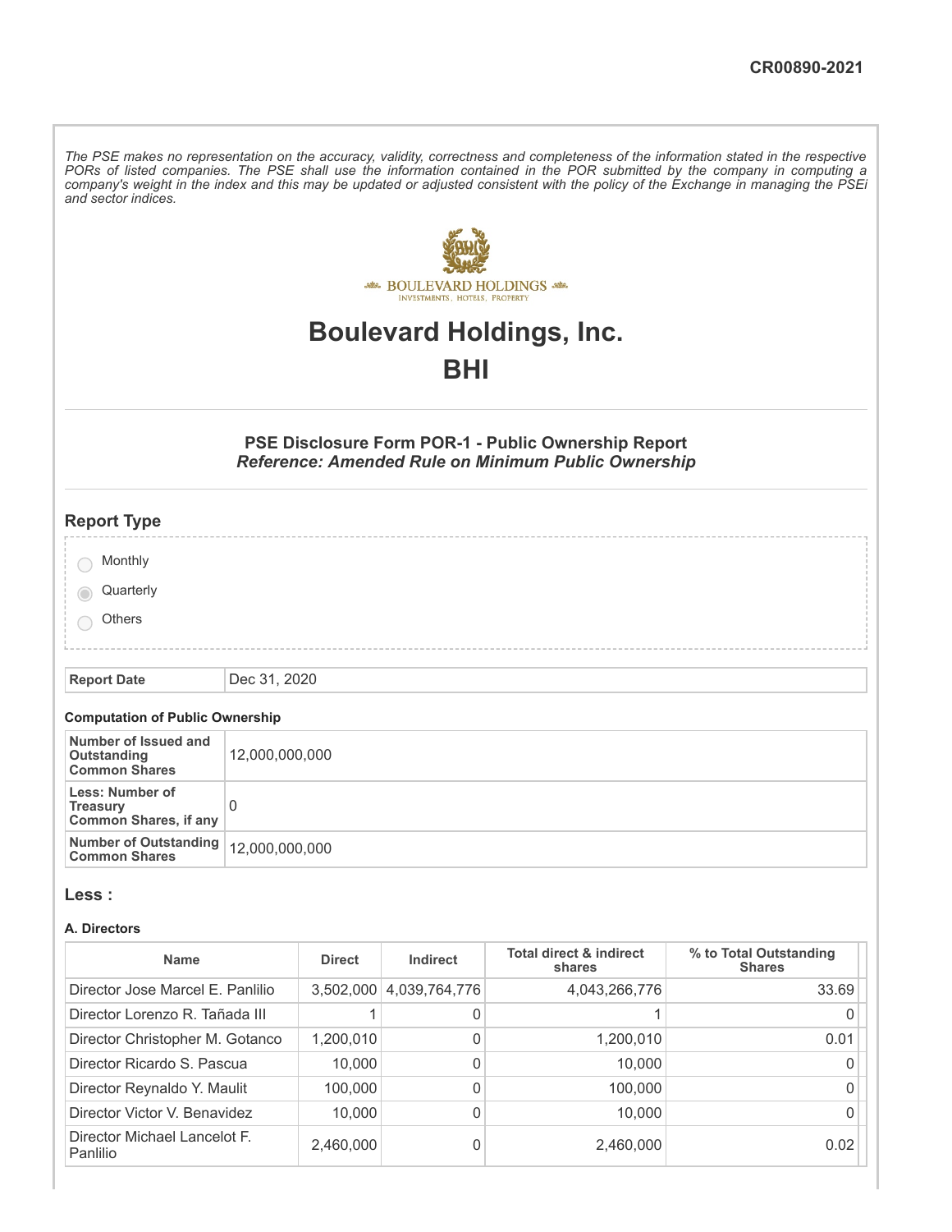CR00890-2021

*The PSE makes no representation on the accuracy, validity, correctness and completeness of the information stated in the respective PORs of listed companies. The PSE shall use the information contained in the POR submitted by the company in computing a company's weight in the index and this may be updated or adjusted consistent with the policy of the Exchange in managing the PSEi and sector indices.*

# Boulevard Holdings, Inc.

# BHI

### PSE Disclosure Form POR-1 - Public Ownership Report

### *Reference: Amended Rule on Minimum Public Ownership*

## Report Type

- ○ Monthly
- ◉ Quarterly
- ○ Others

| Report Date | Dec 31, 2020 |
|---|---|

#### Computation of Public Ownership

| | |
|---|---|
| **Number of Issued and Outstanding Common Shares** | 12,000,000,000 |
| **Less: Number of Treasury Common Shares, if any** | 0 |
| **Number of Outstanding Common Shares** | 12,000,000,000 |

## Less :

#### A. Directors

| Name | Direct | Indirect | Total direct & indirect shares | % to Total Outstanding Shares |
|---|---|---|---|---|
| Director Jose Marcel E. Panlilio | 3,502,000 | 4,039,764,776 | 4,043,266,776 | 33.69 |
| Director Lorenzo R. Tañada III | 1 | 0 | 1 | 0 |
| Director Christopher M. Gotanco | 1,200,010 | 0 | 1,200,010 | 0.01 |
| Director Ricardo S. Pascua | 10,000 | 0 | 10,000 | 0 |
| Director Reynaldo Y. Maulit | 100,000 | 0 | 100,000 | 0 |
| Director Victor V. Benavidez | 10,000 | 0 | 10,000 | 0 |
| Director Michael Lancelot F. Panlilio | 2,460,000 | 0 | 2,460,000 | 0.02 |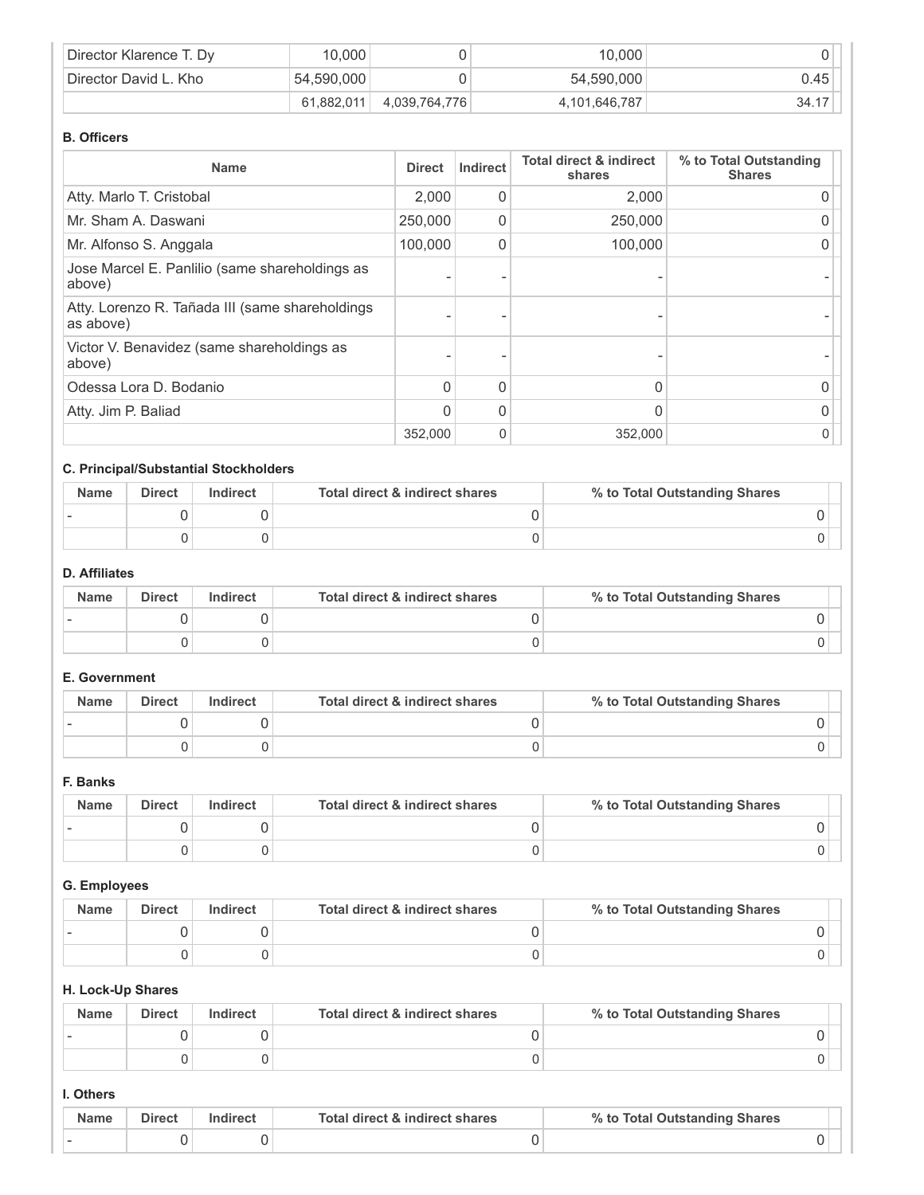| | | | | |
|---|---|---|---|---|
| Director Klarence T. Dy | 10,000 | 0 | 10,000 | 0 |
| Director David L. Kho | 54,590,000 | 0 | 54,590,000 | 0.45 |
| | 61,882,011 | 4,039,764,776 | 4,101,646,787 | 34.17 |

**B. Officers**

| Name | Direct | Indirect | Total direct & indirect shares | % to Total Outstanding Shares |
|---|---|---|---|---|
| Atty. Marlo T. Cristobal | 2,000 | 0 | 2,000 | 0 |
| Mr. Sham A. Daswani | 250,000 | 0 | 250,000 | 0 |
| Mr. Alfonso S. Anggala | 100,000 | 0 | 100,000 | 0 |
| Jose Marcel E. Panlilio (same shareholdings as above) | - | - | - | - |
| Atty. Lorenzo R. Tañada III (same shareholdings as above) | - | - | - | - |
| Victor V. Benavidez (same shareholdings as above) | - | - | - | - |
| Odessa Lora D. Bodanio | 0 | 0 | 0 | 0 |
| Atty. Jim P. Baliad | 0 | 0 | 0 | 0 |
| | 352,000 | 0 | 352,000 | 0 |

**C. Principal/Substantial Stockholders**

| Name | Direct | Indirect | Total direct & indirect shares | % to Total Outstanding Shares |
|---|---|---|---|---|
| - | 0 | 0 | 0 | 0 |
| | 0 | 0 | 0 | 0 |

**D. Affiliates**

| Name | Direct | Indirect | Total direct & indirect shares | % to Total Outstanding Shares |
|---|---|---|---|---|
| - | 0 | 0 | 0 | 0 |
| | 0 | 0 | 0 | 0 |

**E. Government**

| Name | Direct | Indirect | Total direct & indirect shares | % to Total Outstanding Shares |
|---|---|---|---|---|
| - | 0 | 0 | 0 | 0 |
| | 0 | 0 | 0 | 0 |

**F. Banks**

| Name | Direct | Indirect | Total direct & indirect shares | % to Total Outstanding Shares |
|---|---|---|---|---|
| - | 0 | 0 | 0 | 0 |
| | 0 | 0 | 0 | 0 |

**G. Employees**

| Name | Direct | Indirect | Total direct & indirect shares | % to Total Outstanding Shares |
|---|---|---|---|---|
| - | 0 | 0 | 0 | 0 |
| | 0 | 0 | 0 | 0 |

**H. Lock-Up Shares**

| Name | Direct | Indirect | Total direct & indirect shares | % to Total Outstanding Shares |
|---|---|---|---|---|
| - | 0 | 0 | 0 | 0 |
| | 0 | 0 | 0 | 0 |

**I. Others**

| Name | Direct | Indirect | Total direct & indirect shares | % to Total Outstanding Shares |
|---|---|---|---|---|
| - | 0 | 0 | 0 | 0 |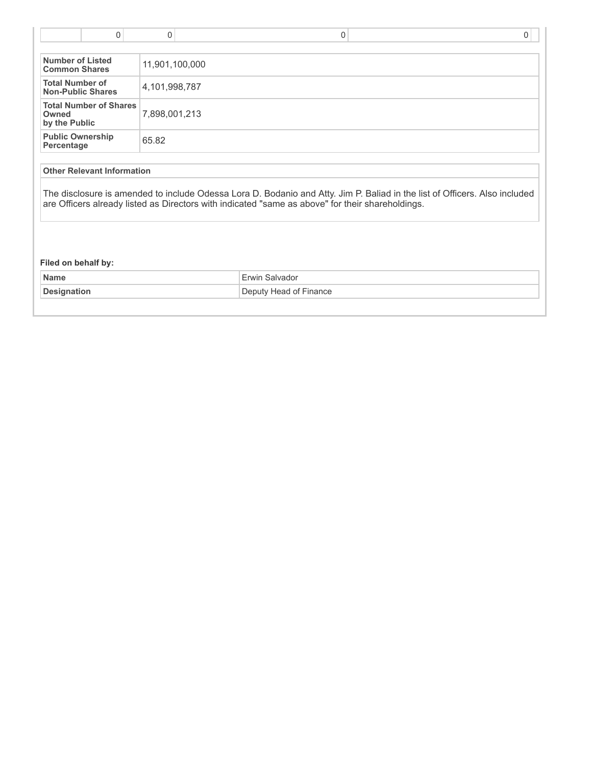| | | | | |
|---|---|---|---|---|
| | 0 | 0 | 0 | 0 |

| | |
|---|---|
| **Number of Listed Common Shares** | 11,901,100,000 |
| **Total Number of Non-Public Shares** | 4,101,998,787 |
| **Total Number of Shares Owned by the Public** | 7,898,001,213 |
| **Public Ownership Percentage** | 65.82 |

**Other Relevant Information**

The disclosure is amended to include Odessa Lora D. Bodanio and Atty. Jim P. Baliad in the list of Officers. Also included are Officers already listed as Directors with indicated "same as above" for their shareholdings.

**Filed on behalf by:**

| | |
|---|---|
| **Name** | Erwin Salvador |
| **Designation** | Deputy Head of Finance |